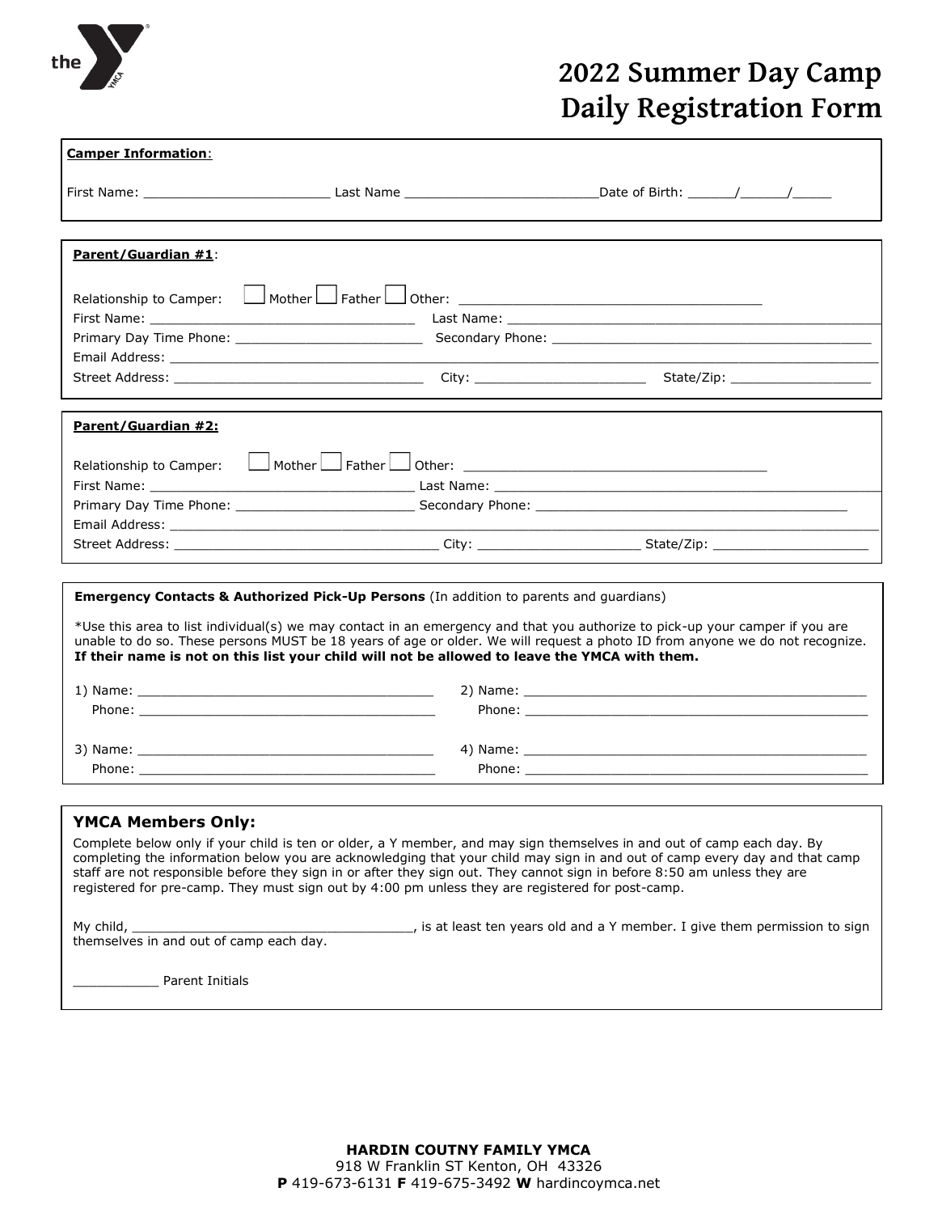# 2022 Summer Day Camp Daily Registration Form

**Camper Information**:

First Name: ________________________ Last Name _________________________Date of Birth: ______/______/_____

**Parent/Guardian #1**:

Relationship to Camper: ☐ Mother ☐ Father ☐ Other: ______________________________________

First Name: __________________________________ Last Name: __________________________________________________

Primary Day Time Phone: _________________________ Secondary Phone: ___________________________________________

Email Address: _______________________________________________________________________________________________

Street Address: _________________________________ City: ______________________ State/Zip: __________________

**Parent/Guardian #2:**

Relationship to Camper: ☐ Mother ☐ Father ☐ Other: _______________________________________

First Name: __________________________________ Last Name: ____________________________________________________

Primary Day Time Phone: _______________________ Secondary Phone: __________________________________________

Email Address: _______________________________________________________________________________________________

Street Address: __________________________________ City: _____________________ State/Zip: ____________________

**Emergency Contacts & Authorized Pick-Up Persons** (In addition to parents and guardians)

*Use this area to list individual(s) we may contact in an emergency and that you authorize to pick-up your camper if you are unable to do so. These persons MUST be 18 years of age or older. We will request a photo ID from anyone we do not recognize. **If their name is not on this list your child will not be allowed to leave the YMCA with them.**

1) Name: ______________________________________
Phone: ______________________________________

2) Name: ______________________________________________
Phone: ______________________________________________

3) Name: ______________________________________
Phone: ______________________________________

4) Name: ______________________________________________
Phone: ______________________________________________

## YMCA Members Only:

Complete below only if your child is ten or older, a Y member, and may sign themselves in and out of camp each day. By completing the information below you are acknowledging that your child may sign in and out of camp every day and that camp staff are not responsible before they sign in or after they sign out. They cannot sign in before 8:50 am unless they are registered for pre-camp. They must sign out by 4:00 pm unless they are registered for post-camp.

My child, ____________________________________, is at least ten years old and a Y member. I give them permission to sign themselves in and out of camp each day.

___________ Parent Initials

**HARDIN COUTNY FAMILY YMCA**
918 W Franklin ST Kenton, OH 43326
**P** 419-673-6131 **F** 419-675-3492 **W** hardincoymca.net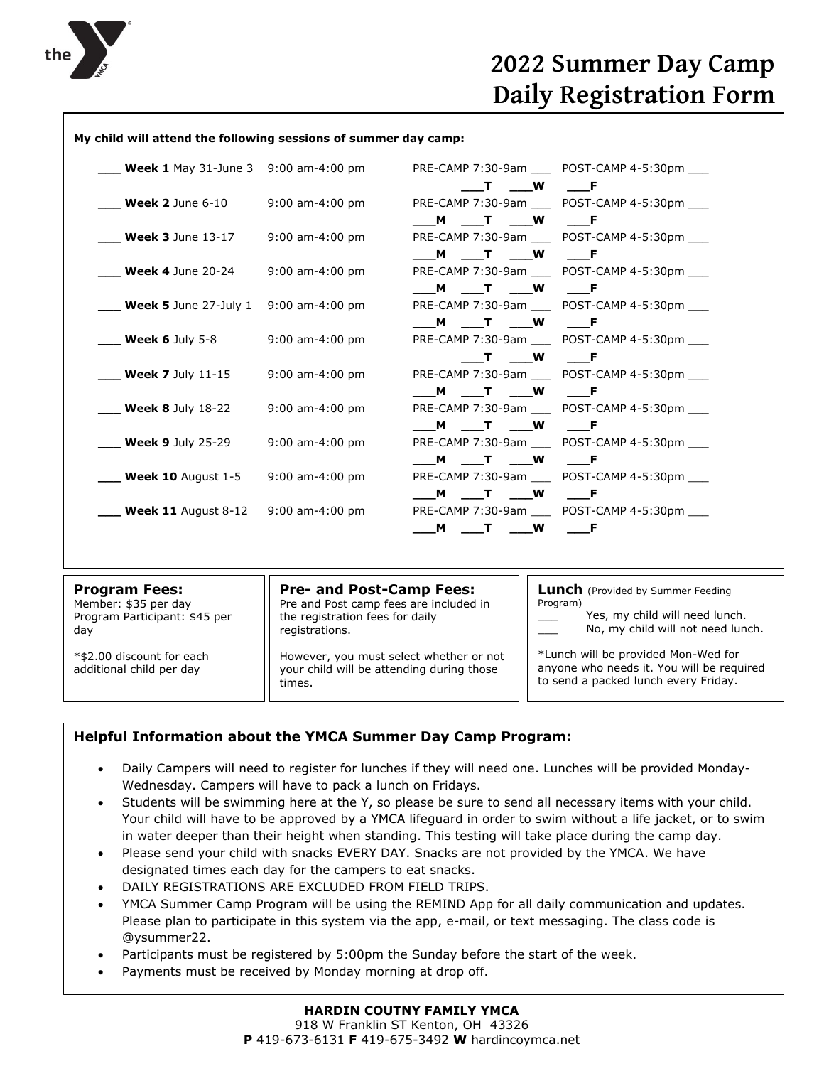# 2022 Summer Day Camp Daily Registration Form

**My child will attend the following sessions of summer day camp:**

| Week | Time | Pre-Camp | Post-Camp | Days |
|---|---|---|---|---|
| ___ **Week 1** May 31-June 3 | 9:00 am-4:00 pm | PRE-CAMP 7:30-9am ___ | POST-CAMP 4-5:30pm ___ | ___**T** ___**W** ___**F** |
| ___ **Week 2** June 6-10 | 9:00 am-4:00 pm | PRE-CAMP 7:30-9am ___ | POST-CAMP 4-5:30pm ___ | ___**M** ___**T** ___**W** ___**F** |
| ___ **Week 3** June 13-17 | 9:00 am-4:00 pm | PRE-CAMP 7:30-9am ___ | POST-CAMP 4-5:30pm ___ | ___**M** ___**T** ___**W** ___**F** |
| ___ **Week 4** June 20-24 | 9:00 am-4:00 pm | PRE-CAMP 7:30-9am ___ | POST-CAMP 4-5:30pm ___ | ___**M** ___**T** ___**W** ___**F** |
| ___ **Week 5** June 27-July 1 | 9:00 am-4:00 pm | PRE-CAMP 7:30-9am ___ | POST-CAMP 4-5:30pm ___ | ___**M** ___**T** ___**W** ___**F** |
| ___ **Week 6** July 5-8 | 9:00 am-4:00 pm | PRE-CAMP 7:30-9am ___ | POST-CAMP 4-5:30pm ___ | ___**T** ___**W** ___**F** |
| ___ **Week 7** July 11-15 | 9:00 am-4:00 pm | PRE-CAMP 7:30-9am ___ | POST-CAMP 4-5:30pm ___ | ___**M** ___**T** ___**W** ___**F** |
| ___ **Week 8** July 18-22 | 9:00 am-4:00 pm | PRE-CAMP 7:30-9am ___ | POST-CAMP 4-5:30pm ___ | ___**M** ___**T** ___**W** ___**F** |
| ___ **Week 9** July 25-29 | 9:00 am-4:00 pm | PRE-CAMP 7:30-9am ___ | POST-CAMP 4-5:30pm ___ | ___**M** ___**T** ___**W** ___**F** |
| ___ **Week 10** August 1-5 | 9:00 am-4:00 pm | PRE-CAMP 7:30-9am ___ | POST-CAMP 4-5:30pm ___ | ___**M** ___**T** ___**W** ___**F** |
| ___ **Week 11** August 8-12 | 9:00 am-4:00 pm | PRE-CAMP 7:30-9am ___ | POST-CAMP 4-5:30pm ___ | ___**M** ___**T** ___**W** ___**F** |

**Program Fees:**
Member: $35 per day
Program Participant: $45 per day

*$2.00 discount for each additional child per day

**Pre- and Post-Camp Fees:**
Pre and Post camp fees are included in the registration fees for daily registrations.

However, you must select whether or not your child will be attending during those times.

**Lunch** (Provided by Summer Feeding Program)
___ Yes, my child will need lunch.
___ No, my child will not need lunch.

*Lunch will be provided Mon-Wed for anyone who needs it. You will be required to send a packed lunch every Friday.

## Helpful Information about the YMCA Summer Day Camp Program:

- Daily Campers will need to register for lunches if they will need one. Lunches will be provided Monday-Wednesday. Campers will have to pack a lunch on Fridays.
- Students will be swimming here at the Y, so please be sure to send all necessary items with your child. Your child will have to be approved by a YMCA lifeguard in order to swim without a life jacket, or to swim in water deeper than their height when standing. This testing will take place during the camp day.
- Please send your child with snacks EVERY DAY. Snacks are not provided by the YMCA. We have designated times each day for the campers to eat snacks.
- DAILY REGISTRATIONS ARE EXCLUDED FROM FIELD TRIPS.
- YMCA Summer Camp Program will be using the REMIND App for all daily communication and updates. Please plan to participate in this system via the app, e-mail, or text messaging. The class code is @ysummer22.
- Participants must be registered by 5:00pm the Sunday before the start of the week.
- Payments must be received by Monday morning at drop off.

**HARDIN COUTNY FAMILY YMCA**
918 W Franklin ST Kenton, OH 43326
**P** 419-673-6131 **F** 419-675-3492 **W** hardincoymca.net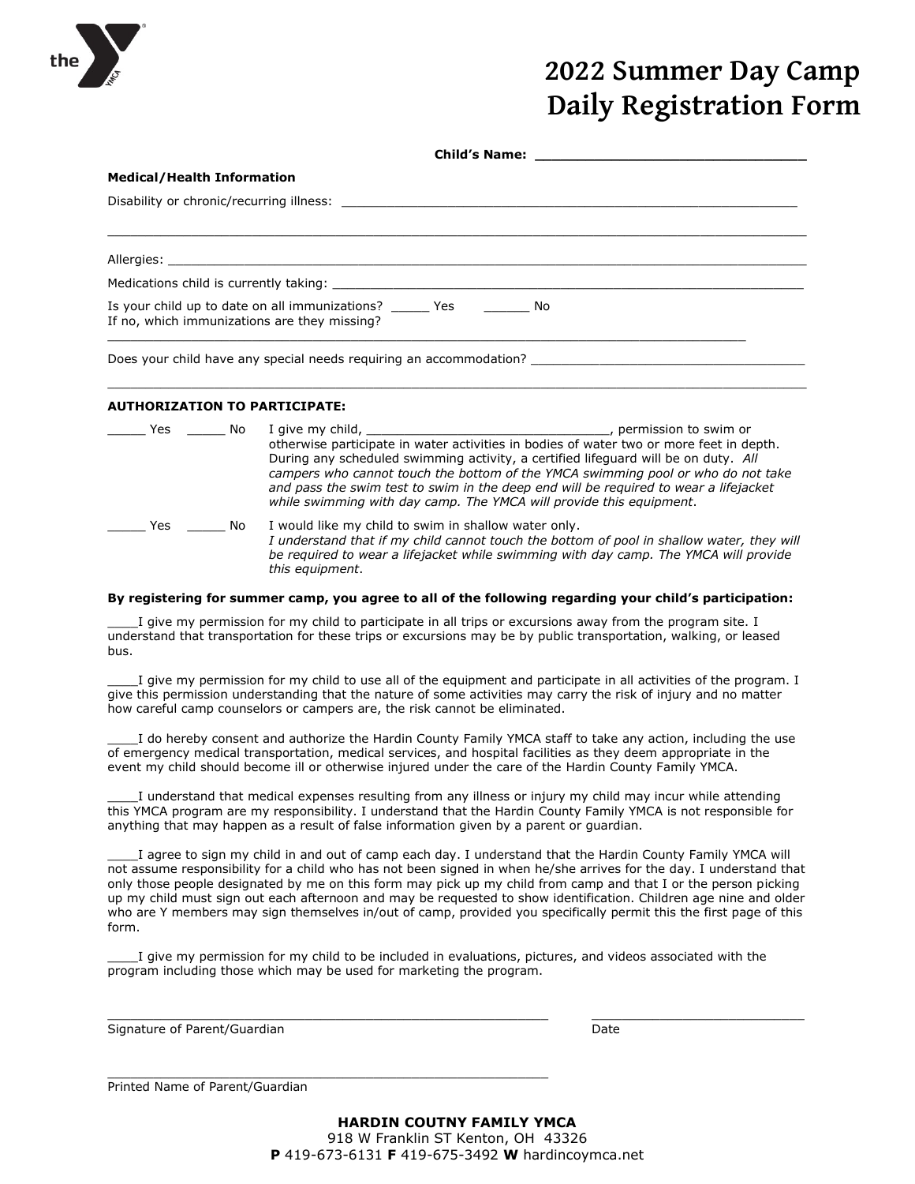# 2022 Summer Day Camp Daily Registration Form

**Child's Name: ________________________________**

**Medical/Health Information**

Disability or chronic/recurring illness: ____________________________________________________________

______________________________________________________________________________________

Allergies: ______________________________________________________________________________

Medications child is currently taking: _______________________________________________________

Is your child up to date on all immunizations? _____ Yes _____ No
If no, which immunizations are they missing?
______________________________________________________________________________

Does your child have any special needs requiring an accommodation? ___________________________________

______________________________________________________________________________________

**AUTHORIZATION TO PARTICIPATE:**

_____ Yes _____ No I give my child, ________________________________, permission to swim or otherwise participate in water activities in bodies of water two or more feet in depth. During any scheduled swimming activity, a certified lifeguard will be on duty. *All campers who cannot touch the bottom of the YMCA swimming pool or who do not take and pass the swim test to swim in the deep end will be required to wear a lifejacket while swimming with day camp. The YMCA will provide this equipment*.

_____ Yes _____ No I would like my child to swim in shallow water only.
*I understand that if my child cannot touch the bottom of pool in shallow water, they will be required to wear a lifejacket while swimming with day camp. The YMCA will provide this equipment*.

**By registering for summer camp, you agree to all of the following regarding your child's participation:**

____I give my permission for my child to participate in all trips or excursions away from the program site. I understand that transportation for these trips or excursions may be by public transportation, walking, or leased bus.

____I give my permission for my child to use all of the equipment and participate in all activities of the program. I give this permission understanding that the nature of some activities may carry the risk of injury and no matter how careful camp counselors or campers are, the risk cannot be eliminated.

____I do hereby consent and authorize the Hardin County Family YMCA staff to take any action, including the use of emergency medical transportation, medical services, and hospital facilities as they deem appropriate in the event my child should become ill or otherwise injured under the care of the Hardin County Family YMCA.

____I understand that medical expenses resulting from any illness or injury my child may incur while attending this YMCA program are my responsibility. I understand that the Hardin County Family YMCA is not responsible for anything that may happen as a result of false information given by a parent or guardian.

____I agree to sign my child in and out of camp each day. I understand that the Hardin County Family YMCA will not assume responsibility for a child who has not been signed in when he/she arrives for the day. I understand that only those people designated by me on this form may pick up my child from camp and that I or the person picking up my child must sign out each afternoon and may be requested to show identification. Children age nine and older who are Y members may sign themselves in/out of camp, provided you specifically permit this the first page of this form.

____I give my permission for my child to be included in evaluations, pictures, and videos associated with the program including those which may be used for marketing the program.

________________________________________________ ________________________
Signature of Parent/Guardian Date

________________________________________________
Printed Name of Parent/Guardian

**HARDIN COUTNY FAMILY YMCA**
918 W Franklin ST Kenton, OH 43326
**P** 419-673-6131 **F** 419-675-3492 **W** hardincoymca.net